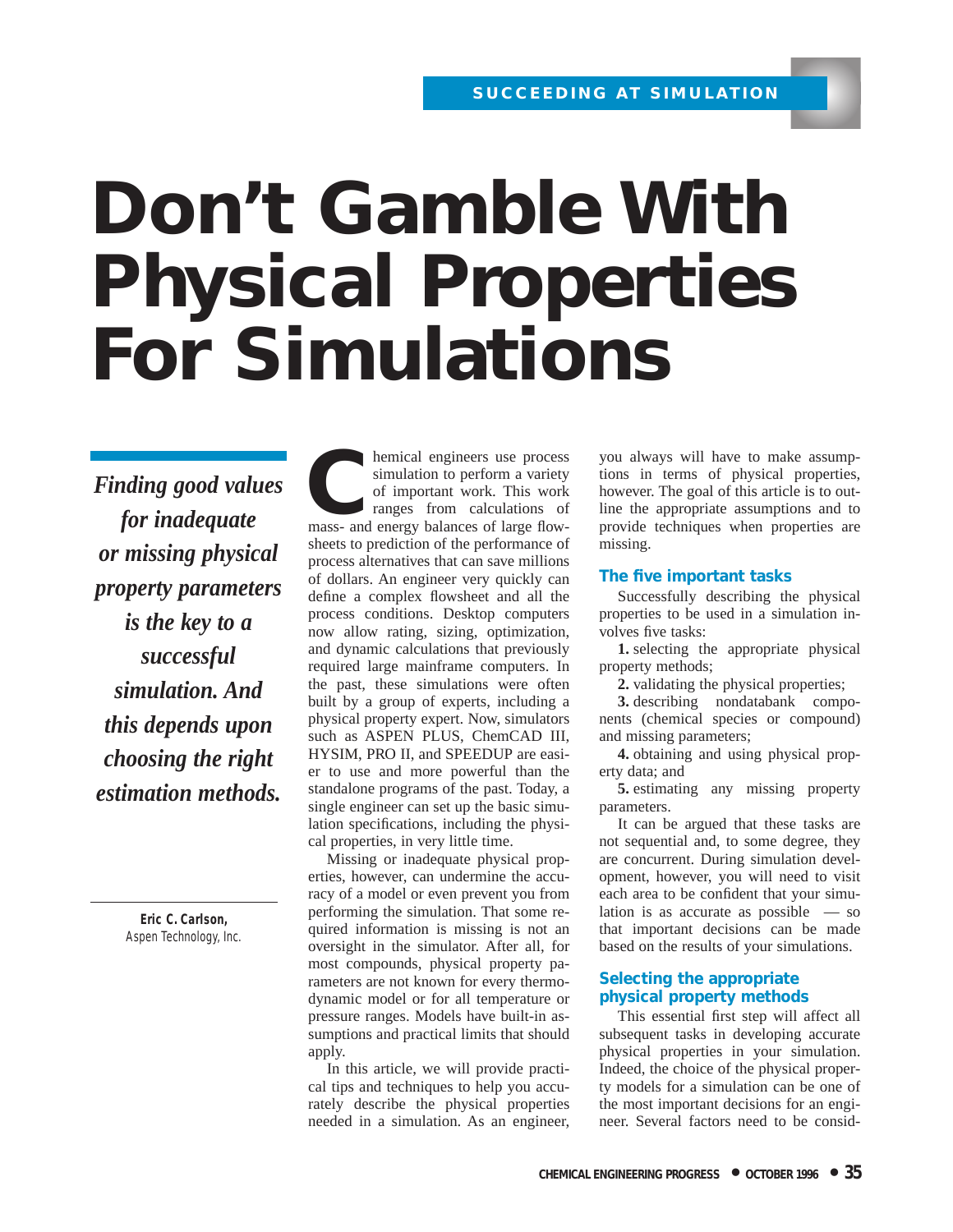SUCCEEDING AT SIMULATION

# Don't Gamble With Physical Properties For Simulations

*Finding good values for inadequate or missing physical property parameters is the key to a successful simulation. And this depends upon choosing the right estimation methods.*

**Eric C. Carlson,**
Aspen Technology, Inc.

Chemical engineers use process simulation to perform a variety of important work. This work ranges from calculations of mass- and energy balances of large flowsheets to prediction of the performance of process alternatives that can save millions of dollars. An engineer very quickly can define a complex flowsheet and all the process conditions. Desktop computers now allow rating, sizing, optimization, and dynamic calculations that previously required large mainframe computers. In the past, these simulations were often built by a group of experts, including a physical property expert. Now, simulators such as ASPEN PLUS, ChemCAD III, HYSIM, PRO II, and SPEEDUP are easier to use and more powerful than the standalone programs of the past. Today, a single engineer can set up the basic simulation specifications, including the physical properties, in very little time.

Missing or inadequate physical properties, however, can undermine the accuracy of a model or even prevent you from performing the simulation. That some required information is missing is not an oversight in the simulator. After all, for most compounds, physical property parameters are not known for every thermodynamic model or for all temperature or pressure ranges. Models have built-in assumptions and practical limits that should apply.

In this article, we will provide practical tips and techniques to help you accurately describe the physical properties needed in a simulation. As an engineer, you always will have to make assumptions in terms of physical properties, however. The goal of this article is to outline the appropriate assumptions and to provide techniques when properties are missing.

## The five important tasks

Successfully describing the physical properties to be used in a simulation involves five tasks:

**1.** selecting the appropriate physical property methods;

**2.** validating the physical properties;

**3.** describing nondatabank components (chemical species or compound) and missing parameters;

**4.** obtaining and using physical property data; and

**5.** estimating any missing property parameters.

It can be argued that these tasks are not sequential and, to some degree, they are concurrent. During simulation development, however, you will need to visit each area to be confident that your simulation is as accurate as possible — so that important decisions can be made based on the results of your simulations.

## Selecting the appropriate physical property methods

This essential first step will affect all subsequent tasks in developing accurate physical properties in your simulation. Indeed, the choice of the physical property models for a simulation can be one of the most important decisions for an engineer. Several factors need to be consid-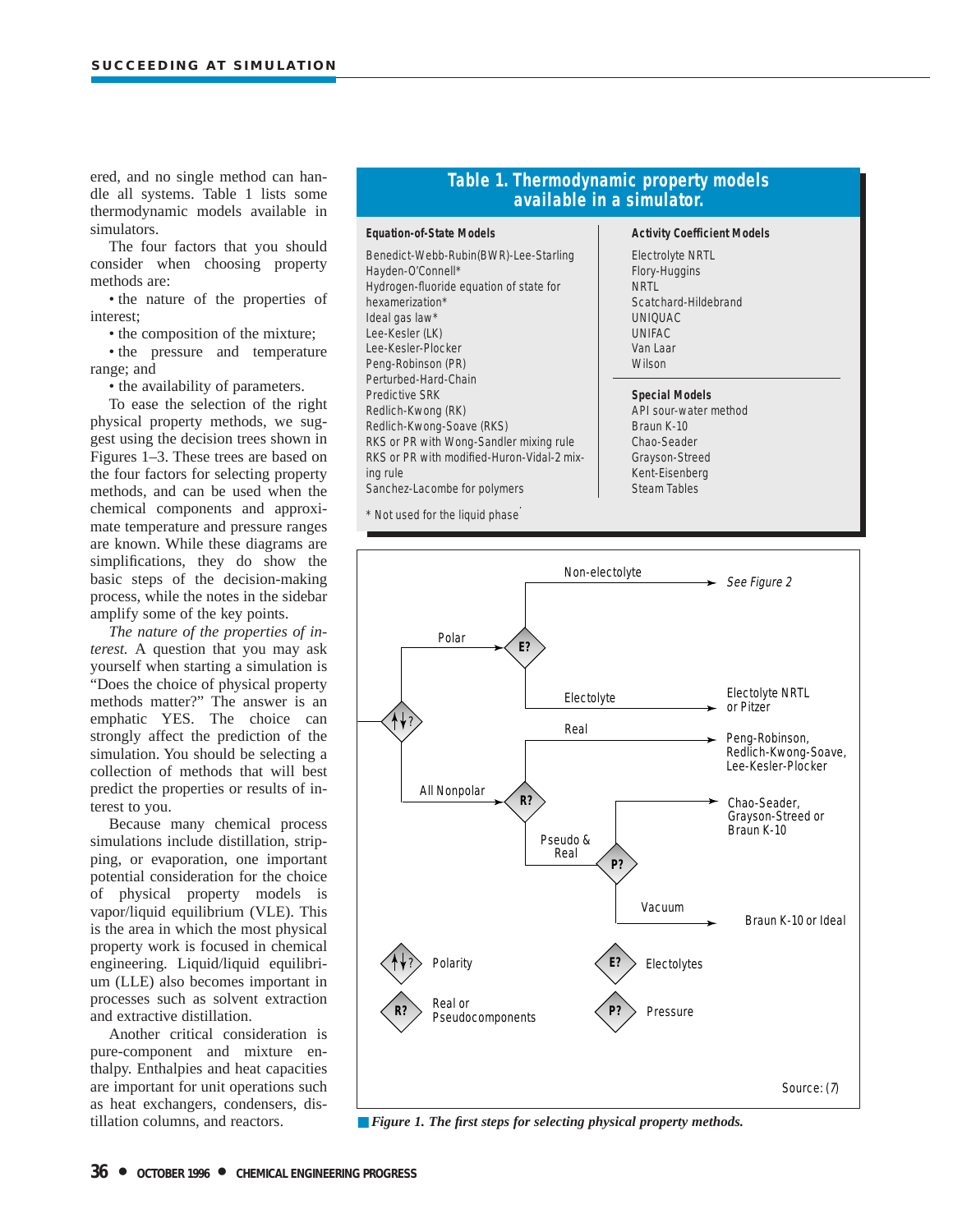ered, and no single method can handle all systems. Table 1 lists some thermodynamic models available in simulators.

The four factors that you should consider when choosing property methods are:

- the nature of the properties of interest;
- the composition of the mixture;
- the pressure and temperature range; and
- the availability of parameters.

To ease the selection of the right physical property methods, we suggest using the decision trees shown in Figures 1–3. These trees are based on the four factors for selecting property methods, and can be used when the chemical components and approximate temperature and pressure ranges are known. While these diagrams are simplifications, they do show the basic steps of the decision-making process, while the notes in the sidebar amplify some of the key points.

*The nature of the properties of interest.* A question that you may ask yourself when starting a simulation is "Does the choice of physical property methods matter?" The answer is an emphatic YES. The choice can strongly affect the prediction of the simulation. You should be selecting a collection of methods that will best predict the properties or results of interest to you.

Because many chemical process simulations include distillation, stripping, or evaporation, one important potential consideration for the choice of physical property models is vapor/liquid equilibrium (VLE). This is the area in which the most physical property work is focused in chemical engineering. Liquid/liquid equilibrium (LLE) also becomes important in processes such as solvent extraction and extractive distillation.

Another critical consideration is pure-component and mixture enthalpy. Enthalpies and heat capacities are important for unit operations such as heat exchangers, condensers, distillation columns, and reactors.

**Table 1. Thermodynamic property models available in a simulator.**

| Equation-of-State Models | Activity Coefficient Models |
|---|---|
| Benedict-Webb-Rubin(BWR)-Lee-Starling | Electrolyte NRTL |
| Hayden-O'Connell* | Flory-Huggins |
| Hydrogen-fluoride equation of state for hexamerization* | NRTL |
| Ideal gas law* | Scatchard-Hildebrand |
| Lee-Kesler (LK) | UNIQUAC |
| Lee-Kesler-Plocker | UNIFAC |
| Peng-Robinson (PR) | Van Laar |
| Perturbed-Hard-Chain | Wilson |
| Predictive SRK | **Special Models** |
| Redlich-Kwong (RK) | API sour-water method |
| Redlich-Kwong-Soave (RKS) | Braun K-10 |
| RKS or PR with Wong-Sandler mixing rule | Chao-Seader |
| RKS or PR with modified-Huron-Vidal-2 mixing rule | Grayson-Streed |
| Sanchez-Lacombe for polymers | Kent-Eisenberg |
| | Steam Tables |

\* Not used for the liquid phase

Decision tree:

- Polarity?
  - Polar → Electrolytes?
    - Non-electolyte → See Figure 2
    - Electolyte → Electolyte NRTL or Pitzer
  - All Nonpolar → Real or Pseudocomponents?
    - Real → Peng-Robinson, Redlich-Kwong-Soave, Lee-Kesler-Plocker
    - Pseudo & Real → Pressure?
      - Chao-Seader, Grayson-Streed or Braun K-10
      - Vacuum → Braun K-10 or Ideal

Legend: Polarity; R? Real or Pseudocomponents; E? Electolytes; P? Pressure

Source: (7)

*Figure 1. The first steps for selecting physical property methods.*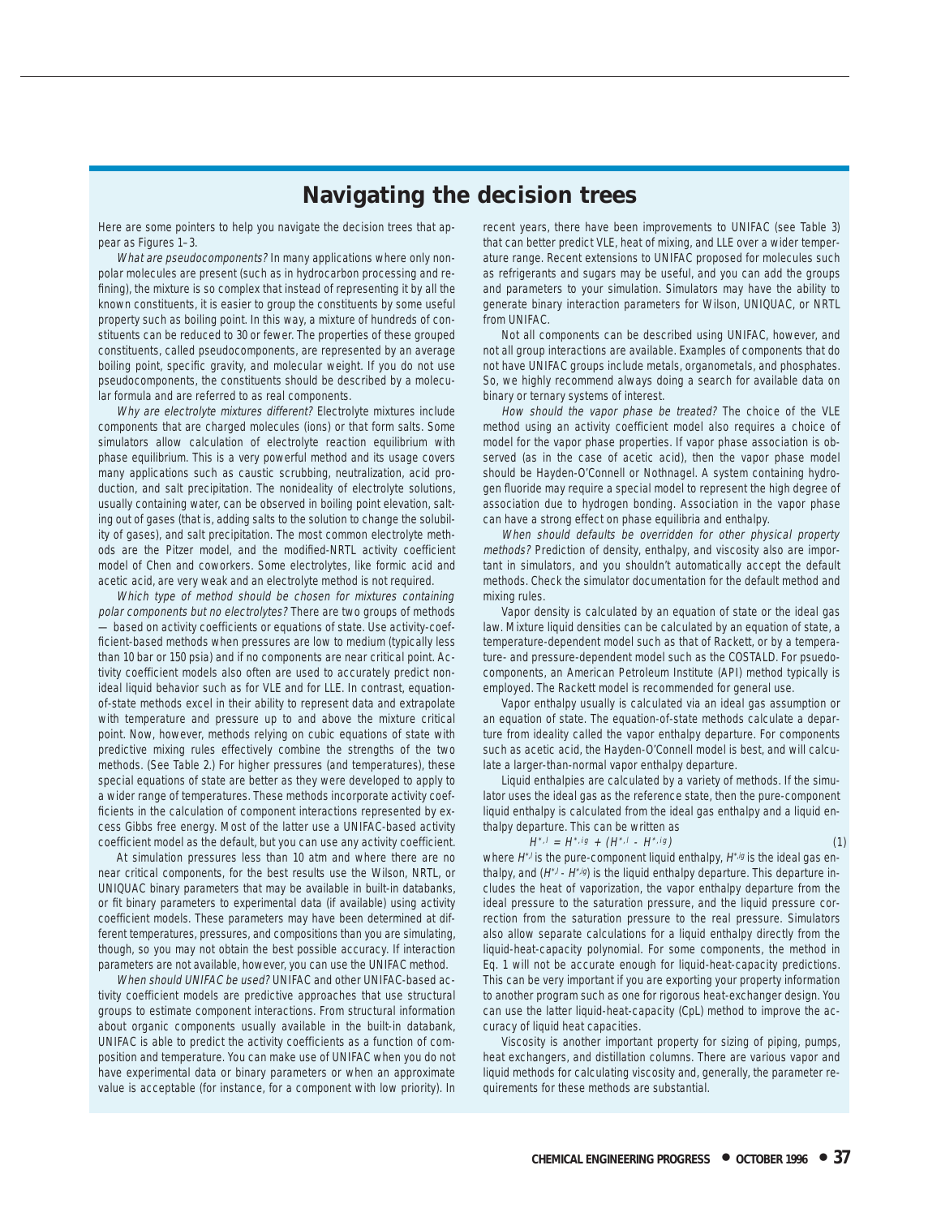## Navigating the decision trees

Here are some pointers to help you navigate the decision trees that appear as Figures 1–3.

*What are pseudocomponents?* In many applications where only nonpolar molecules are present (such as in hydrocarbon processing and refining), the mixture is so complex that instead of representing it by all the known constituents, it is easier to group the constituents by some useful property such as boiling point. In this way, a mixture of hundreds of constituents can be reduced to 30 or fewer. The properties of these grouped constituents, called pseudocomponents, are represented by an average boiling point, specific gravity, and molecular weight. If you do not use pseudocomponents, the constituents should be described by a molecular formula and are referred to as real components.

*Why are electrolyte mixtures different?* Electrolyte mixtures include components that are charged molecules (ions) or that form salts. Some simulators allow calculation of electrolyte reaction equilibrium with phase equilibrium. This is a very powerful method and its usage covers many applications such as caustic scrubbing, neutralization, acid production, and salt precipitation. The nonideality of electrolyte solutions, usually containing water, can be observed in boiling point elevation, salting out of gases (that is, adding salts to the solution to change the solubility of gases), and salt precipitation. The most common electrolyte methods are the Pitzer model, and the modified-NRTL activity coefficient model of Chen and coworkers. Some electrolytes, like formic acid and acetic acid, are very weak and an electrolyte method is not required.

*Which type of method should be chosen for mixtures containing polar components but no electrolytes?* There are two groups of methods — based on activity coefficients or equations of state. Use activity-coefficient-based methods when pressures are low to medium (typically less than 10 bar or 150 psia) and if no components are near critical point. Activity coefficient models also often are used to accurately predict nonideal liquid behavior such as for VLE and for LLE. In contrast, equation-of-state methods excel in their ability to represent data and extrapolate with temperature and pressure up to and above the mixture critical point. Now, however, methods relying on cubic equations of state with predictive mixing rules effectively combine the strengths of the two methods. (See Table 2.) For higher pressures (and temperatures), these special equations of state are better as they were developed to apply to a wider range of temperatures. These methods incorporate activity coefficients in the calculation of component interactions represented by excess Gibbs free energy. Most of the latter use a UNIFAC-based activity coefficient model as the default, but you can use any activity coefficient.

At simulation pressures less than 10 atm and where there are no near critical components, for the best results use the Wilson, NRTL, or UNIQUAC binary parameters that may be available in built-in databanks, or fit binary parameters to experimental data (if available) using activity coefficient models. These parameters may have been determined at different temperatures, pressures, and compositions than you are simulating, though, so you may not obtain the best possible accuracy. If interaction parameters are not available, however, you can use the UNIFAC method.

*When should UNIFAC be used?* UNIFAC and other UNIFAC-based activity coefficient models are predictive approaches that use structural groups to estimate component interactions. From structural information about organic components usually available in the built-in databank, UNIFAC is able to predict the activity coefficients as a function of composition and temperature. You can make use of UNIFAC when you do not have experimental data or binary parameters or when an approximate value is acceptable (for instance, for a component with low priority). In recent years, there have been improvements to UNIFAC (see Table 3) that can better predict VLE, heat of mixing, and LLE over a wider temperature range. Recent extensions to UNIFAC proposed for molecules such as refrigerants and sugars may be useful, and you can add the groups and parameters to your simulation. Simulators may have the ability to generate binary interaction parameters for Wilson, UNIQUAC, or NRTL from UNIFAC.

Not all components can be described using UNIFAC, however, and not all group interactions are available. Examples of components that do not have UNIFAC groups include metals, organometals, and phosphates. So, we highly recommend always doing a search for available data on binary or ternary systems of interest.

*How should the vapor phase be treated?* The choice of the VLE method using an activity coefficient model also requires a choice of model for the vapor phase properties. If vapor phase association is observed (as in the case of acetic acid), then the vapor phase model should be Hayden-O'Connell or Nothnagel. A system containing hydrogen fluoride may require a special model to represent the high degree of association due to hydrogen bonding. Association in the vapor phase can have a strong effect on phase equilibria and enthalpy.

*When should defaults be overridden for other physical property methods?* Prediction of density, enthalpy, and viscosity also are important in simulators, and you shouldn't automatically accept the default methods. Check the simulator documentation for the default method and mixing rules.

Vapor density is calculated by an equation of state or the ideal gas law. Mixture liquid densities can be calculated by an equation of state, a temperature-dependent model such as that of Rackett, or by a temperature- and pressure-dependent model such as the COSTALD. For psuedocomponents, an American Petroleum Institute (API) method typically is employed. The Rackett model is recommended for general use.

Vapor enthalpy usually is calculated via an ideal gas assumption or an equation of state. The equation-of-state methods calculate a departure from ideality called the vapor enthalpy departure. For components such as acetic acid, the Hayden-O'Connell model is best, and will calculate a larger-than-normal vapor enthalpy departure.

Liquid enthalpies are calculated by a variety of methods. If the simulator uses the ideal gas as the reference state, then the pure-component liquid enthalpy is calculated from the ideal gas enthalpy and a liquid enthalpy departure. This can be written as

$$H^{*,l} = H^{*,ig} + (H^{*,l} - H^{*,ig}) \quad (1)$$

where $H^{*,l}$ is the pure-component liquid enthalpy, $H^{*,ig}$ is the ideal gas enthalpy, and $(H^{*,l} - H^{*,ig})$ is the liquid enthalpy departure. This departure includes the heat of vaporization, the vapor enthalpy departure from the ideal pressure to the saturation pressure, and the liquid pressure correction from the saturation pressure to the real pressure. Simulators also allow separate calculations for a liquid enthalpy directly from the liquid-heat-capacity polynomial. For some components, the method in Eq. 1 will not be accurate enough for liquid-heat-capacity predictions. This can be very important if you are exporting your property information to another program such as one for rigorous heat-exchanger design. You can use the latter liquid-heat-capacity (CpL) method to improve the accuracy of liquid heat capacities.

Viscosity is another important property for sizing of piping, pumps, heat exchangers, and distillation columns. There are various vapor and liquid methods for calculating viscosity and, generally, the parameter requirements for these methods are substantial.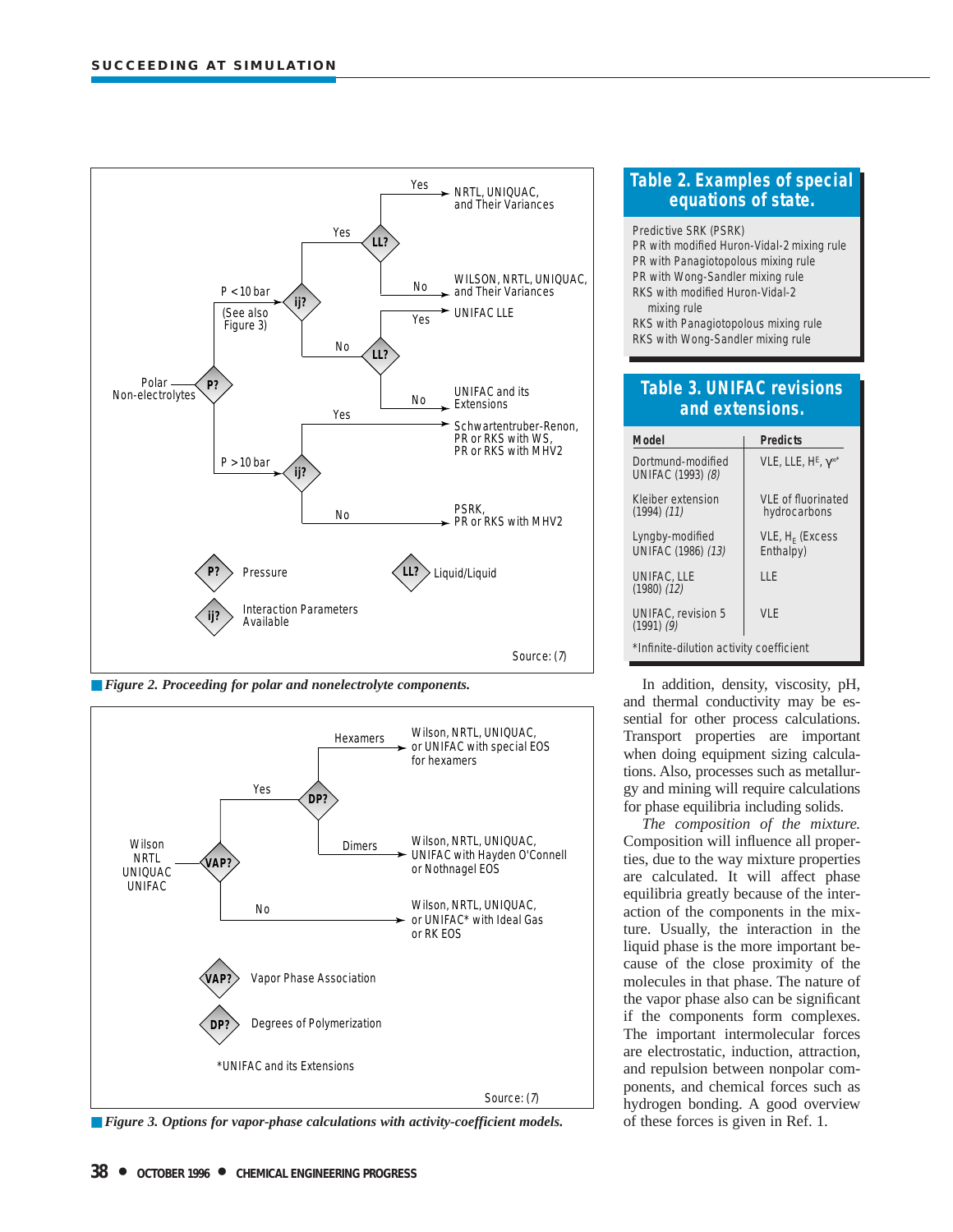Polar Non-electrolytes → P?

- P < 10 bar (See also Figure 3) → ij?
  - Yes → LL?
    - Yes → NRTL, UNIQUAC, and Their Variances
    - No → WILSON, NRTL, UNIQUAC, and Their Variances
  - No → LL?
    - Yes → UNIFAC LLE
    - No → UNIFAC and its Extensions
- P > 10 bar → ij?
  - Yes → Schwartentruber-Renon, PR or RKS with WS, PR or RKS with MHV2
  - No → PSRK, PR or RKS with MHV2

P? Pressure

ij? Interaction Parameters Available

LL? Liquid/Liquid

Source: (7)

**Figure 2. Proceeding for polar and nonelectrolyte components.**

Wilson, NRTL, UNIQUAC, UNIFAC → VAP?

- Yes → DP?
  - Hexamers → Wilson, NRTL, UNIQUAC, or UNIFAC with special EOS for hexamers
  - Dimers → Wilson, NRTL, UNIQUAC, UNIFAC with Hayden O'Connell or Nothnagel EOS
- No → Wilson, NRTL, UNIQUAC, or UNIFAC* with Ideal Gas or RK EOS

VAP? Vapor Phase Association

DP? Degrees of Polymerization

*UNIFAC and its Extensions

Source: (7)

**Figure 3. Options for vapor-phase calculations with activity-coefficient models.**

### Table 2. Examples of special equations of state.

- Predictive SRK (PSRK)
- PR with modified Huron-Vidal-2 mixing rule
- PR with Panagiotopolous mixing rule
- PR with Wong-Sandler mixing rule
- RKS with modified Huron-Vidal-2 mixing rule
- RKS with Panagiotopolous mixing rule
- RKS with Wong-Sandler mixing rule

### Table 3. UNIFAC revisions and extensions.

| Model | Predicts |
|---|---|
| Dortmund-modified UNIFAC (1993) *(8)* | VLE, LLE, $H^E$, $\gamma^{\infty *}$ |
| Kleiber extension (1994) *(11)* | VLE of fluorinated hydrocarbons |
| Lyngby-modified UNIFAC (1986) *(13)* | VLE, $H_E$ (Excess Enthalpy) |
| UNIFAC, LLE (1980) *(12)* | LLE |
| UNIFAC, revision 5 (1991) *(9)* | VLE |

*Infinite-dilution activity coefficient

In addition, density, viscosity, pH, and thermal conductivity may be essential for other process calculations. Transport properties are important when doing equipment sizing calculations. Also, processes such as metallurgy and mining will require calculations for phase equilibria including solids.

*The composition of the mixture.* Composition will influence all properties, due to the way mixture properties are calculated. It will affect phase equilibria greatly because of the interaction of the components in the mixture. Usually, the interaction in the liquid phase is the more important because of the close proximity of the molecules in that phase. The nature of the vapor phase also can be significant if the components form complexes. The important intermolecular forces are electrostatic, induction, attraction, and repulsion between nonpolar components, and chemical forces such as hydrogen bonding. A good overview of these forces is given in Ref. 1.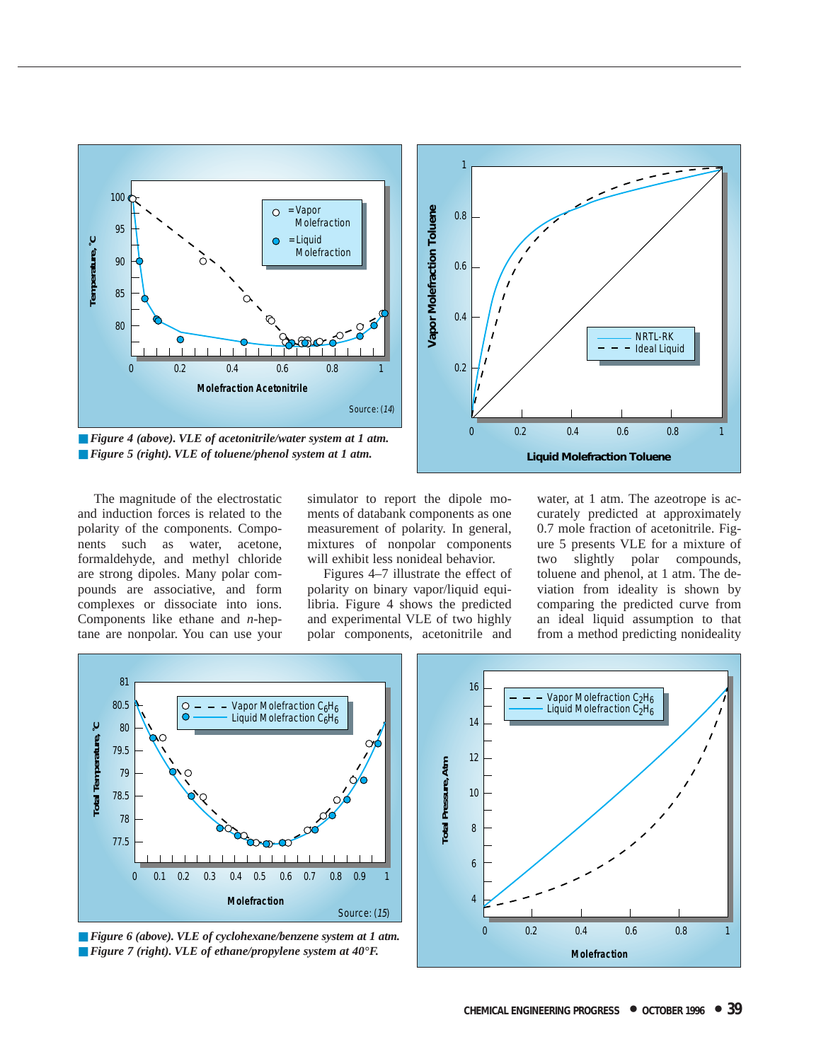■ *Figure 4 (above). VLE of acetonitrile/water system at 1 atm.*
■ *Figure 5 (right). VLE of toluene/phenol system at 1 atm.*

The magnitude of the electrostatic and induction forces is related to the polarity of the components. Components such as water, acetone, formaldehyde, and methyl chloride are strong dipoles. Many polar compounds are associative, and form complexes or dissociate into ions. Components like ethane and *n*-heptane are nonpolar. You can use your simulator to report the dipole moments of databank components as one measurement of polarity. In general, mixtures of nonpolar components will exhibit less nonideal behavior.

Figures 4–7 illustrate the effect of polarity on binary vapor/liquid equilibria. Figure 4 shows the predicted and experimental VLE of two highly polar components, acetonitrile and water, at 1 atm. The azeotrope is accurately predicted at approximately 0.7 mole fraction of acetonitrile. Figure 5 presents VLE for a mixture of two slightly polar compounds, toluene and phenol, at 1 atm. The deviation from ideality is shown by comparing the predicted curve from an ideal liquid assumption to that from a method predicting nonideality

■ *Figure 6 (above). VLE of cyclohexane/benzene system at 1 atm.*
■ *Figure 7 (right). VLE of ethane/propylene system at 40°F.*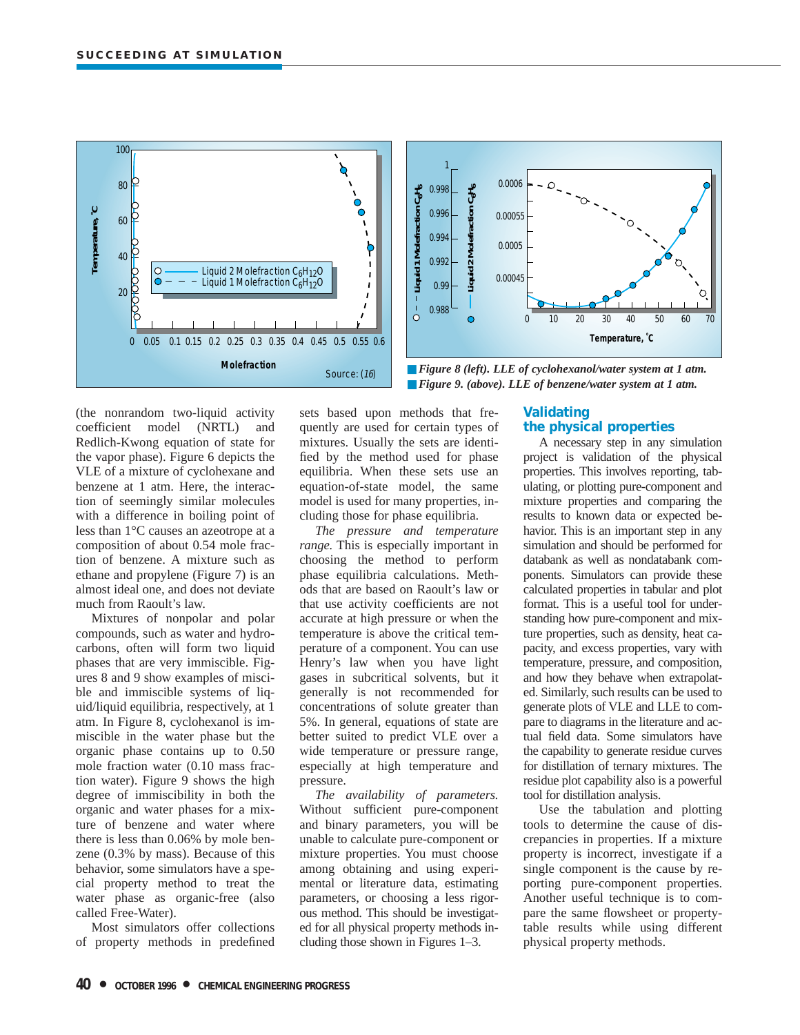Figure 8 (left). LLE of cyclohexanol/water system at 1 atm.

Figure 9. (above). LLE of benzene/water system at 1 atm.

(the nonrandom two-liquid activity coefficient model (NRTL) and Redlich-Kwong equation of state for the vapor phase). Figure 6 depicts the VLE of a mixture of cyclohexane and benzene at 1 atm. Here, the interaction of seemingly similar molecules with a difference in boiling point of less than 1°C causes an azeotrope at a composition of about 0.54 mole fraction of benzene. A mixture such as ethane and propylene (Figure 7) is an almost ideal one, and does not deviate much from Raoult's law.

Mixtures of nonpolar and polar compounds, such as water and hydrocarbons, often will form two liquid phases that are very immiscible. Figures 8 and 9 show examples of miscible and immiscible systems of liquid/liquid equilibria, respectively, at 1 atm. In Figure 8, cyclohexanol is immiscible in the water phase but the organic phase contains up to 0.50 mole fraction water (0.10 mass fraction water). Figure 9 shows the high degree of immiscibility in both the organic and water phases for a mixture of benzene and water where there is less than 0.06% by mole benzene (0.3% by mass). Because of this behavior, some simulators have a special property method to treat the water phase as organic-free (also called Free-Water).

Most simulators offer collections of property methods in predefined sets based upon methods that frequently are used for certain types of mixtures. Usually the sets are identified by the method used for phase equilibria. When these sets use an equation-of-state model, the same model is used for many properties, including those for phase equilibria.

*The pressure and temperature range.* This is especially important in choosing the method to perform phase equilibria calculations. Methods that are based on Raoult's law or that use activity coefficients are not accurate at high pressure or when the temperature is above the critical temperature of a component. You can use Henry's law when you have light gases in subcritical solvents, but it generally is not recommended for concentrations of solute greater than 5%. In general, equations of state are better suited to predict VLE over a wide temperature or pressure range, especially at high temperature and pressure.

*The availability of parameters.* Without sufficient pure-component and binary parameters, you will be unable to calculate pure-component or mixture properties. You must choose among obtaining and using experimental or literature data, estimating parameters, or choosing a less rigorous method. This should be investigated for all physical property methods including those shown in Figures 1–3.

## Validating the physical properties

A necessary step in any simulation project is validation of the physical properties. This involves reporting, tabulating, or plotting pure-component and mixture properties and comparing the results to known data or expected behavior. This is an important step in any simulation and should be performed for databank as well as nondatabank components. Simulators can provide these calculated properties in tabular and plot format. This is a useful tool for understanding how pure-component and mixture properties, such as density, heat capacity, and excess properties, vary with temperature, pressure, and composition, and how they behave when extrapolated. Similarly, such results can be used to generate plots of VLE and LLE to compare to diagrams in the literature and actual field data. Some simulators have the capability to generate residue curves for distillation of ternary mixtures. The residue plot capability also is a powerful tool for distillation analysis.

Use the tabulation and plotting tools to determine the cause of discrepancies in properties. If a mixture property is incorrect, investigate if a single component is the cause by reporting pure-component properties. Another useful technique is to compare the same flowsheet or property-table results while using different physical property methods.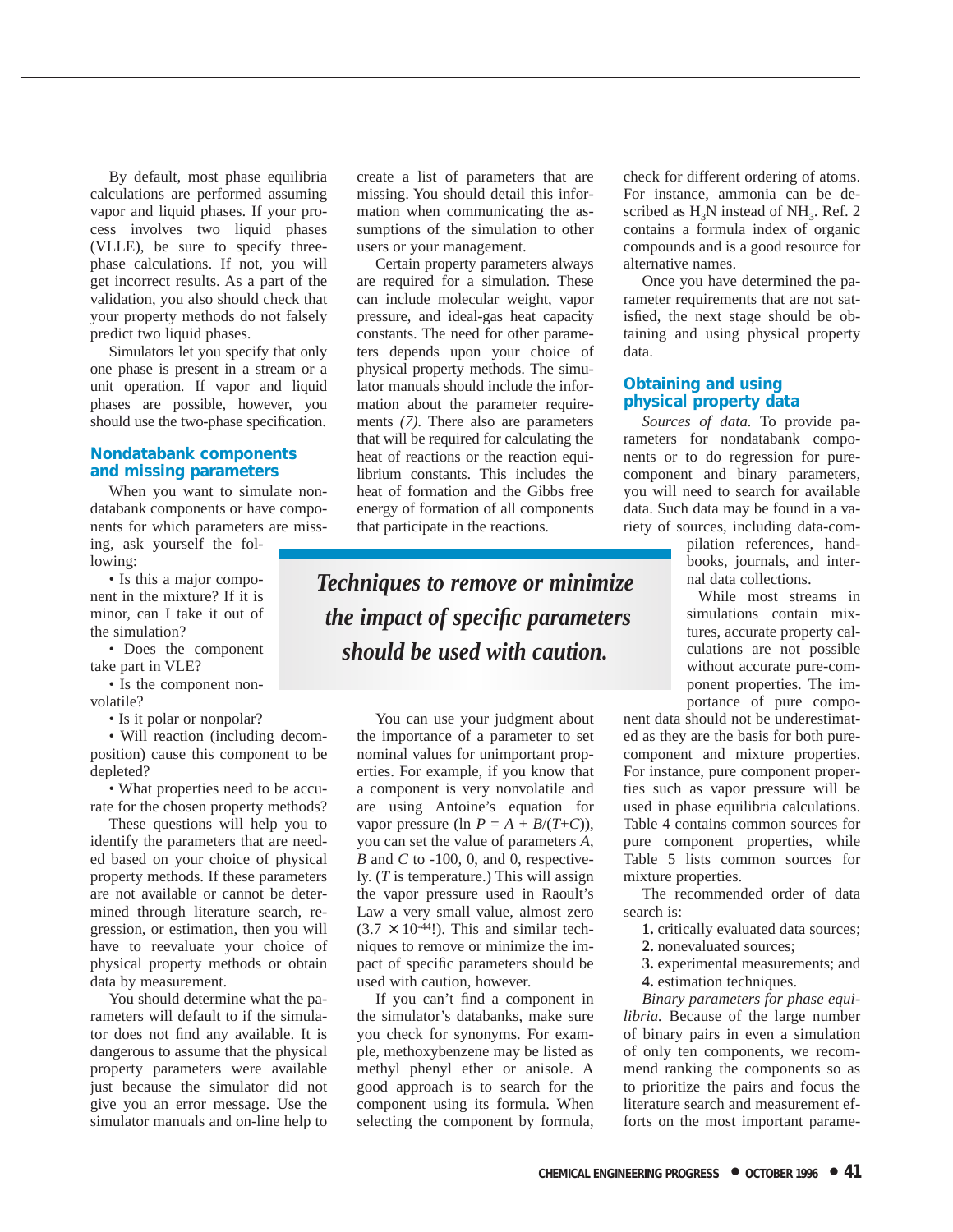By default, most phase equilibria calculations are performed assuming vapor and liquid phases. If your process involves two liquid phases (VLLE), be sure to specify three-phase calculations. If not, you will get incorrect results. As a part of the validation, you also should check that your property methods do not falsely predict two liquid phases.

Simulators let you specify that only one phase is present in a stream or a unit operation. If vapor and liquid phases are possible, however, you should use the two-phase specification.

## Nondatabank components and missing parameters

When you want to simulate non-databank components or have components for which parameters are missing, ask yourself the following:

- Is this a major component in the mixture? If it is minor, can I take it out of the simulation?
- Does the component take part in VLE?
- Is the component nonvolatile?
- Is it polar or nonpolar?
- Will reaction (including decomposition) cause this component to be depleted?
- What properties need to be accurate for the chosen property methods?

These questions will help you to identify the parameters that are needed based on your choice of physical property methods. If these parameters are not available or cannot be determined through literature search, regression, or estimation, then you will have to reevaluate your choice of physical property methods or obtain data by measurement.

You should determine what the parameters will default to if the simulator does not find any available. It is dangerous to assume that the physical property parameters were available just because the simulator did not give you an error message. Use the simulator manuals and on-line help to create a list of parameters that are missing. You should detail this information when communicating the assumptions of the simulation to other users or your management.

Certain property parameters always are required for a simulation. These can include molecular weight, vapor pressure, and ideal-gas heat capacity constants. The need for other parameters depends upon your choice of physical property methods. The simulator manuals should include the information about the parameter requirements *(7)*. There also are parameters that will be required for calculating the heat of reactions or the reaction equilibrium constants. This includes the heat of formation and the Gibbs free energy of formation of all components that participate in the reactions.

> ***Techniques to remove or minimize the impact of specific parameters should be used with caution.***

You can use your judgment about the importance of a parameter to set nominal values for unimportant properties. For example, if you know that a component is very nonvolatile and are using Antoine's equation for vapor pressure ($\ln P = A + B/(T+C)$), you can set the value of parameters $A$, $B$ and $C$ to -100, 0, and 0, respectively. ($T$ is temperature.) This will assign the vapor pressure used in Raoult's Law a very small value, almost zero ($3.7 \times 10^{-44}$!). This and similar techniques to remove or minimize the impact of specific parameters should be used with caution, however.

If you can't find a component in the simulator's databanks, make sure you check for synonyms. For example, methoxybenzene may be listed as methyl phenyl ether or anisole. A good approach is to search for the component using its formula. When selecting the component by formula, check for different ordering of atoms. For instance, ammonia can be described as $H_3N$ instead of $NH_3$. Ref. 2 contains a formula index of organic compounds and is a good resource for alternative names.

Once you have determined the parameter requirements that are not satisfied, the next stage should be obtaining and using physical property data.

## Obtaining and using physical property data

*Sources of data.* To provide parameters for nondatabank components or to do regression for pure-component and binary parameters, you will need to search for available data. Such data may be found in a variety of sources, including data-compilation references, handbooks, journals, and internal data collections.

While most streams in simulations contain mixtures, accurate property calculations are not possible without accurate pure-component properties. The importance of pure component data should not be underestimated as they are the basis for both pure-component and mixture properties. For instance, pure component properties such as vapor pressure will be used in phase equilibria calculations. Table 4 contains common sources for pure component properties, while Table 5 lists common sources for mixture properties.

The recommended order of data search is:

1. critically evaluated data sources;
2. nonevaluated sources;
3. experimental measurements; and
4. estimation techniques.

*Binary parameters for phase equilibria.* Because of the large number of binary pairs in even a simulation of only ten components, we recommend ranking the components so as to prioritize the pairs and focus the literature search and measurement efforts on the most important parame-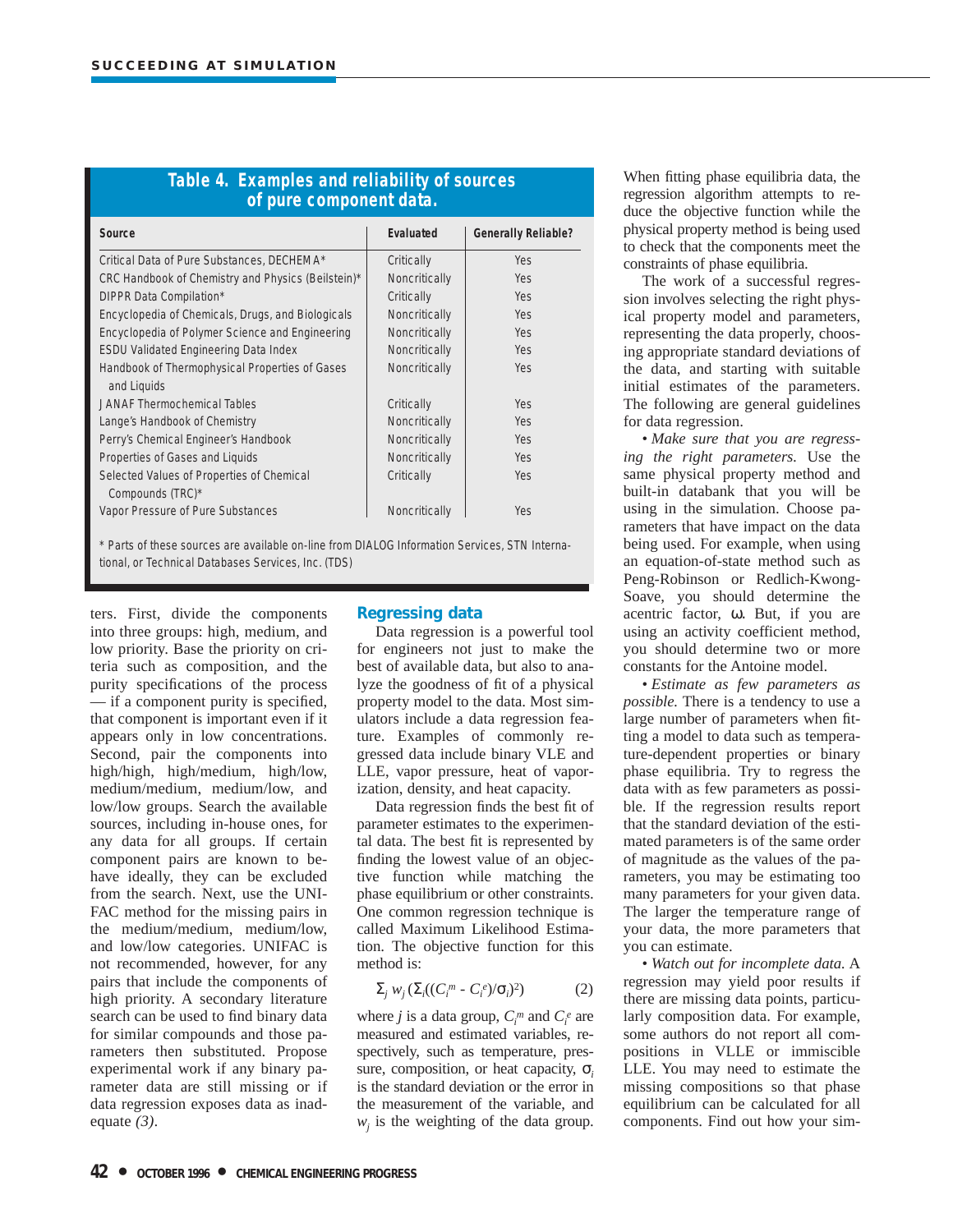**Table 4. Examples and reliability of sources of pure component data.**

| Source | Evaluated | Generally Reliable? |
|---|---|---|
| Critical Data of Pure Substances, DECHEMA* | Critically | Yes |
| CRC Handbook of Chemistry and Physics (Beilstein)* | Noncritically | Yes |
| DIPPR Data Compilation* | Critically | Yes |
| Encyclopedia of Chemicals, Drugs, and Biologicals | Noncritically | Yes |
| Encyclopedia of Polymer Science and Engineering | Noncritically | Yes |
| ESDU Validated Engineering Data Index | Noncritically | Yes |
| Handbook of Thermophysical Properties of Gases and Liquids | Noncritically | Yes |
| JANAF Thermochemical Tables | Critically | Yes |
| Lange's Handbook of Chemistry | Noncritically | Yes |
| Perry's Chemical Engineer's Handbook | Noncritically | Yes |
| Properties of Gases and Liquids | Noncritically | Yes |
| Selected Values of Properties of Chemical Compounds (TRC)* | Critically | Yes |
| Vapor Pressure of Pure Substances | Noncritically | Yes |

* Parts of these sources are available on-line from DIALOG Information Services, STN International, or Technical Databases Services, Inc. (TDS)

ters. First, divide the components into three groups: high, medium, and low priority. Base the priority on criteria such as composition, and the purity specifications of the process — if a component purity is specified, that component is important even if it appears only in low concentrations. Second, pair the components into high/high, high/medium, high/low, medium/medium, medium/low, and low/low groups. Search the available sources, including in-house ones, for any data for all groups. If certain component pairs are known to behave ideally, they can be excluded from the search. Next, use the UNIFAC method for the missing pairs in the medium/medium, medium/low, and low/low categories. UNIFAC is not recommended, however, for any pairs that include the components of high priority. A secondary literature search can be used to find binary data for similar compounds and those parameters then substituted. Propose experimental work if any binary parameter data are still missing or if data regression exposes data as inadequate *(3)*.

## Regressing data

Data regression is a powerful tool for engineers not just to make the best of available data, but also to analyze the goodness of fit of a physical property model to the data. Most simulators include a data regression feature. Examples of commonly regressed data include binary VLE and LLE, vapor pressure, heat of vaporization, density, and heat capacity.

Data regression finds the best fit of parameter estimates to the experimental data. The best fit is represented by finding the lowest value of an objective function while matching the phase equilibrium or other constraints. One common regression technique is called Maximum Likelihood Estimation. The objective function for this method is:

$$\Sigma_j \, w_j \, (\Sigma_i((C_i^m - C_i^e)/\sigma_i)^2) \qquad (2)$$

where $j$ is a data group, $C_i^m$ and $C_i^e$ are measured and estimated variables, respectively, such as temperature, pressure, composition, or heat capacity, $\sigma_i$ is the standard deviation or the error in the measurement of the variable, and $w_j$ is the weighting of the data group. When fitting phase equilibria data, the regression algorithm attempts to reduce the objective function while the physical property method is being used to check that the components meet the constraints of phase equilibria.

The work of a successful regression involves selecting the right physical property model and parameters, representing the data properly, choosing appropriate standard deviations of the data, and starting with suitable initial estimates of the parameters. The following are general guidelines for data regression.

• *Make sure that you are regressing the right parameters.* Use the same physical property method and built-in databank that you will be using in the simulation. Choose parameters that have impact on the data being used. For example, when using an equation-of-state method such as Peng-Robinson or Redlich-Kwong-Soave, you should determine the acentric factor, $\omega$. But, if you are using an activity coefficient method, you should determine two or more constants for the Antoine model.

• *Estimate as few parameters as possible.* There is a tendency to use a large number of parameters when fitting a model to data such as temperature-dependent properties or binary phase equilibria. Try to regress the data with as few parameters as possible. If the regression results report that the standard deviation of the estimated parameters is of the same order of magnitude as the values of the parameters, you may be estimating too many parameters for your given data. The larger the temperature range of your data, the more parameters that you can estimate.

• *Watch out for incomplete data.* A regression may yield poor results if there are missing data points, particularly composition data. For example, some authors do not report all compositions in VLLE or immiscible LLE. You may need to estimate the missing compositions so that phase equilibrium can be calculated for all components. Find out how your sim-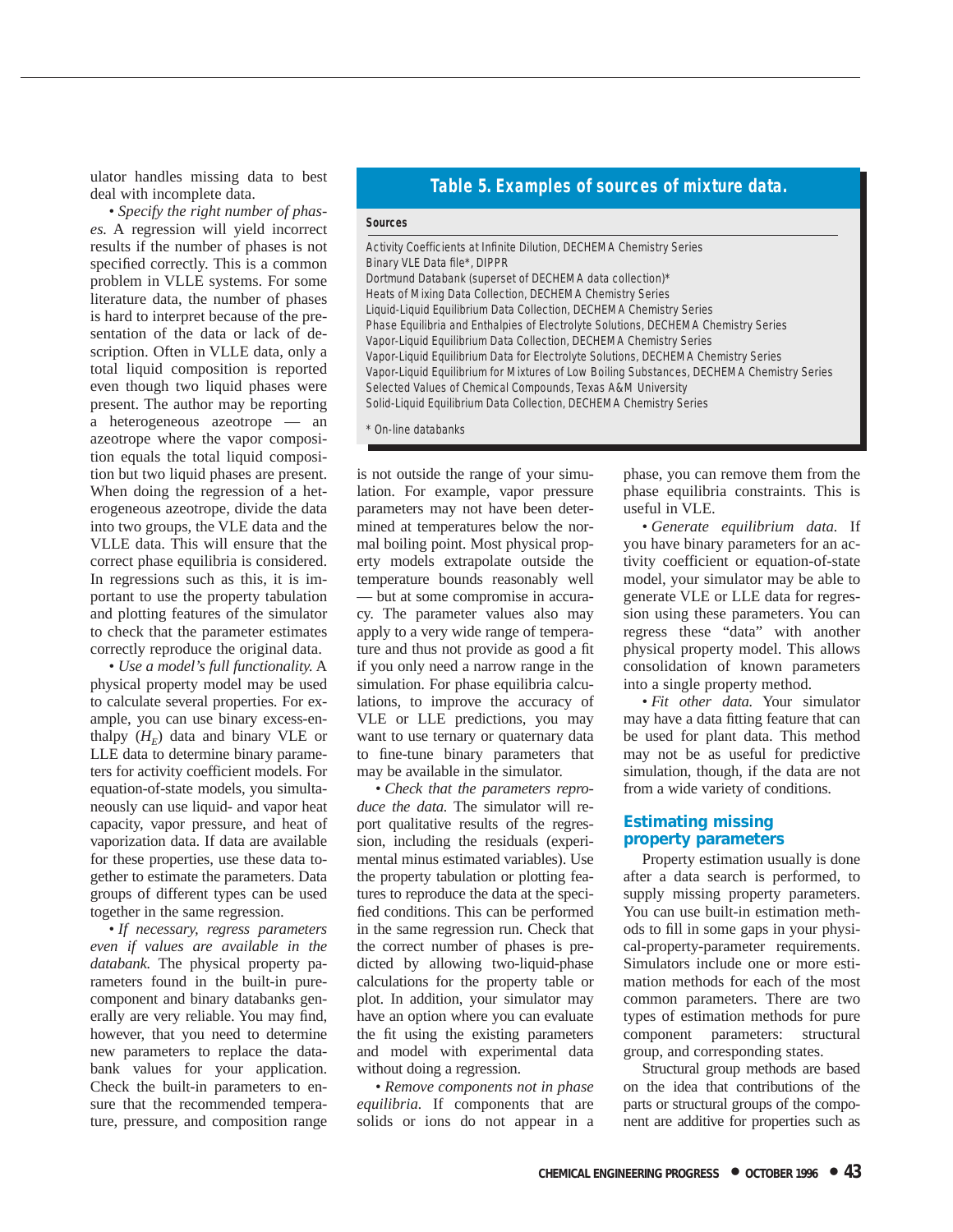ulator handles missing data to best deal with incomplete data.

• *Specify the right number of phases.* A regression will yield incorrect results if the number of phases is not specified correctly. This is a common problem in VLLE systems. For some literature data, the number of phases is hard to interpret because of the presentation of the data or lack of description. Often in VLLE data, only a total liquid composition is reported even though two liquid phases were present. The author may be reporting a heterogeneous azeotrope — an azeotrope where the vapor composition equals the total liquid composition but two liquid phases are present. When doing the regression of a heterogeneous azeotrope, divide the data into two groups, the VLE data and the VLLE data. This will ensure that the correct phase equilibria is considered. In regressions such as this, it is important to use the property tabulation and plotting features of the simulator to check that the parameter estimates correctly reproduce the original data.

• *Use a model's full functionality.* A physical property model may be used to calculate several properties. For example, you can use binary excess-enthalpy ($H_E$) data and binary VLE or LLE data to determine binary parameters for activity coefficient models. For equation-of-state models, you simultaneously can use liquid- and vapor heat capacity, vapor pressure, and heat of vaporization data. If data are available for these properties, use these data together to estimate the parameters. Data groups of different types can be used together in the same regression.

• *If necessary, regress parameters even if values are available in the databank.* The physical property parameters found in the built-in pure-component and binary databanks generally are very reliable. You may find, however, that you need to determine new parameters to replace the databank values for your application. Check the built-in parameters to ensure that the recommended temperature, pressure, and composition range is not outside the range of your simulation. For example, vapor pressure parameters may not have been determined at temperatures below the normal boiling point. Most physical property models extrapolate outside the temperature bounds reasonably well — but at some compromise in accuracy. The parameter values also may apply to a very wide range of temperature and thus not provide as good a fit if you only need a narrow range in the simulation. For phase equilibria calculations, to improve the accuracy of VLE or LLE predictions, you may want to use ternary or quaternary data to fine-tune binary parameters that may be available in the simulator.

• *Check that the parameters reproduce the data.* The simulator will report qualitative results of the regression, including the residuals (experimental minus estimated variables). Use the property tabulation or plotting features to reproduce the data at the specified conditions. This can be performed in the same regression run. Check that the correct number of phases is predicted by allowing two-liquid-phase calculations for the property table or plot. In addition, your simulator may have an option where you can evaluate the fit using the existing parameters and model with experimental data without doing a regression.

• *Remove components not in phase equilibria.* If components that are solids or ions do not appear in a phase, you can remove them from the phase equilibria constraints. This is useful in VLE.

• *Generate equilibrium data.* If you have binary parameters for an activity coefficient or equation-of-state model, your simulator may be able to generate VLE or LLE data for regression using these parameters. You can regress these "data" with another physical property model. This allows consolidation of known parameters into a single property method.

• *Fit other data.* Your simulator may have a data fitting feature that can be used for plant data. This method may not be as useful for predictive simulation, though, if the data are not from a wide variety of conditions.

**Table 5. Examples of sources of mixture data.**

| Sources |
|---|
| Activity Coefficients at Infinite Dilution, DECHEMA Chemistry Series |
| Binary VLE Data file*, DIPPR |
| Dortmund Databank (superset of DECHEMA data collection)* |
| Heats of Mixing Data Collection, DECHEMA Chemistry Series |
| Liquid-Liquid Equilibrium Data Collection, DECHEMA Chemistry Series |
| Phase Equilibria and Enthalpies of Electrolyte Solutions, DECHEMA Chemistry Series |
| Vapor-Liquid Equilibrium Data Collection, DECHEMA Chemistry Series |
| Vapor-Liquid Equilibrium Data for Electrolyte Solutions, DECHEMA Chemistry Series |
| Vapor-Liquid Equilibrium for Mixtures of Low Boiling Substances, DECHEMA Chemistry Series |
| Selected Values of Chemical Compounds, Texas A&M University |
| Solid-Liquid Equilibrium Data Collection, DECHEMA Chemistry Series |

\* On-line databanks

## Estimating missing property parameters

Property estimation usually is done after a data search is performed, to supply missing property parameters. You can use built-in estimation methods to fill in some gaps in your physical-property-parameter requirements. Simulators include one or more estimation methods for each of the most common parameters. There are two types of estimation methods for pure component parameters: structural group, and corresponding states.

Structural group methods are based on the idea that contributions of the parts or structural groups of the component are additive for properties such as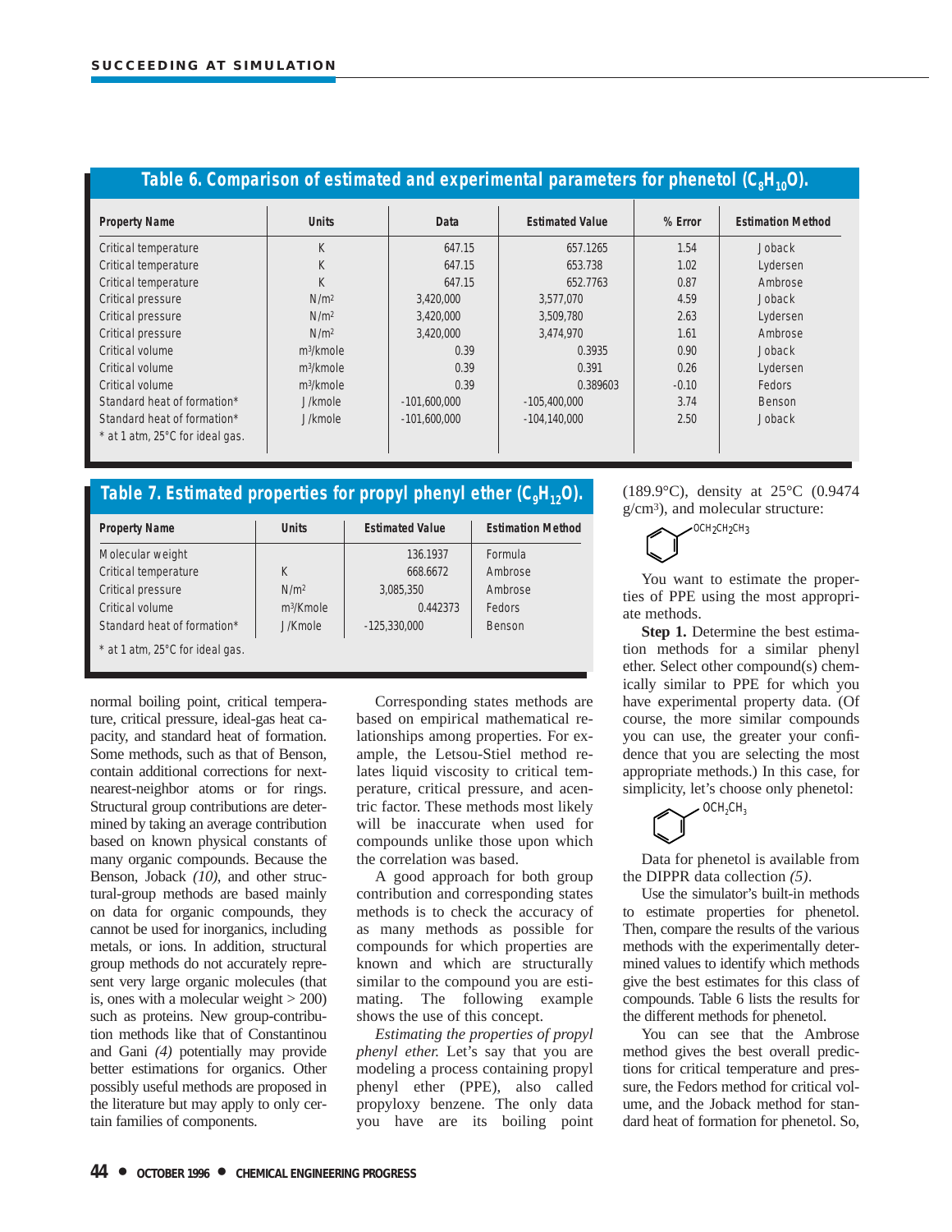## Table 6. Comparison of estimated and experimental parameters for phenetol ($C_8H_{10}O$).

| Property Name | Units | Data | Estimated Value | % Error | Estimation Method |
|---|---|---|---|---|---|
| Critical temperature | K | 647.15 | 657.1265 | 1.54 | Joback |
| Critical temperature | K | 647.15 | 653.738 | 1.02 | Lydersen |
| Critical temperature | K | 647.15 | 652.7763 | 0.87 | Ambrose |
| Critical pressure | $N/m^2$ | 3,420,000 | 3,577,070 | 4.59 | Joback |
| Critical pressure | $N/m^2$ | 3,420,000 | 3,509,780 | 2.63 | Lydersen |
| Critical pressure | $N/m^2$ | 3,420,000 | 3,474,970 | 1.61 | Ambrose |
| Critical volume | $m^3$/kmole | 0.39 | 0.3935 | 0.90 | Joback |
| Critical volume | $m^3$/kmole | 0.39 | 0.391 | 0.26 | Lydersen |
| Critical volume | $m^3$/kmole | 0.39 | 0.389603 | -0.10 | Fedors |
| Standard heat of formation* | J/kmole | -101,600,000 | -105,400,000 | 3.74 | Benson |
| Standard heat of formation* | J/kmole | -101,600,000 | -104,140,000 | 2.50 | Joback |

\* at 1 atm, 25°C for ideal gas.

## Table 7. Estimated properties for propyl phenyl ether ($C_9H_{12}O$).

| Property Name | Units | Estimated Value | Estimation Method |
|---|---|---|---|
| Molecular weight | | 136.1937 | Formula |
| Critical temperature | K | 668.6672 | Ambrose |
| Critical pressure | $N/m^2$ | 3,085,350 | Ambrose |
| Critical volume | $m^3$/Kmole | 0.442373 | Fedors |
| Standard heat of formation* | J/Kmole | -125,330,000 | Benson |

\* at 1 atm, 25°C for ideal gas.

normal boiling point, critical temperature, critical pressure, ideal-gas heat capacity, and standard heat of formation. Some methods, such as that of Benson, contain additional corrections for next-nearest-neighbor atoms or for rings. Structural group contributions are determined by taking an average contribution based on known physical constants of many organic compounds. Because the Benson, Joback *(10)*, and other structural-group methods are based mainly on data for organic compounds, they cannot be used for inorganics, including metals, or ions. In addition, structural group methods do not accurately represent very large organic molecules (that is, ones with a molecular weight > 200) such as proteins. New group-contribution methods like that of Constantinou and Gani *(4)* potentially may provide better estimations for organics. Other possibly useful methods are proposed in the literature but may apply to only certain families of components.

Corresponding states methods are based on empirical mathematical relationships among properties. For example, the Letsou-Stiel method relates liquid viscosity to critical temperature, critical pressure, and acentric factor. These methods most likely will be inaccurate when used for compounds unlike those upon which the correlation was based.

A good approach for both group contribution and corresponding states methods is to check the accuracy of as many methods as possible for compounds for which properties are known and which are structurally similar to the compound you are estimating. The following example shows the use of this concept.

*Estimating the properties of propyl phenyl ether.* Let's say that you are modeling a process containing propyl phenyl ether (PPE), also called propyloxy benzene. The only data you have are its boiling point (189.9°C), density at 25°C (0.9474 g/cm³), and molecular structure:

$C_6H_5$–$OCH_2CH_2CH_3$

You want to estimate the properties of PPE using the most appropriate methods.

**Step 1.** Determine the best estimation methods for a similar phenyl ether. Select other compound(s) chemically similar to PPE for which you have experimental property data. (Of course, the more similar compounds you can use, the greater your confidence that you are selecting the most appropriate methods.) In this case, for simplicity, let's choose only phenetol:

$C_6H_5$–$OCH_2CH_3$

Data for phenetol is available from the DIPPR data collection *(5)*.

Use the simulator's built-in methods to estimate properties for phenetol. Then, compare the results of the various methods with the experimentally determined values to identify which methods give the best estimates for this class of compounds. Table 6 lists the results for the different methods for phenetol.

You can see that the Ambrose method gives the best overall predictions for critical temperature and pressure, the Fedors method for critical volume, and the Joback method for standard heat of formation for phenetol. So,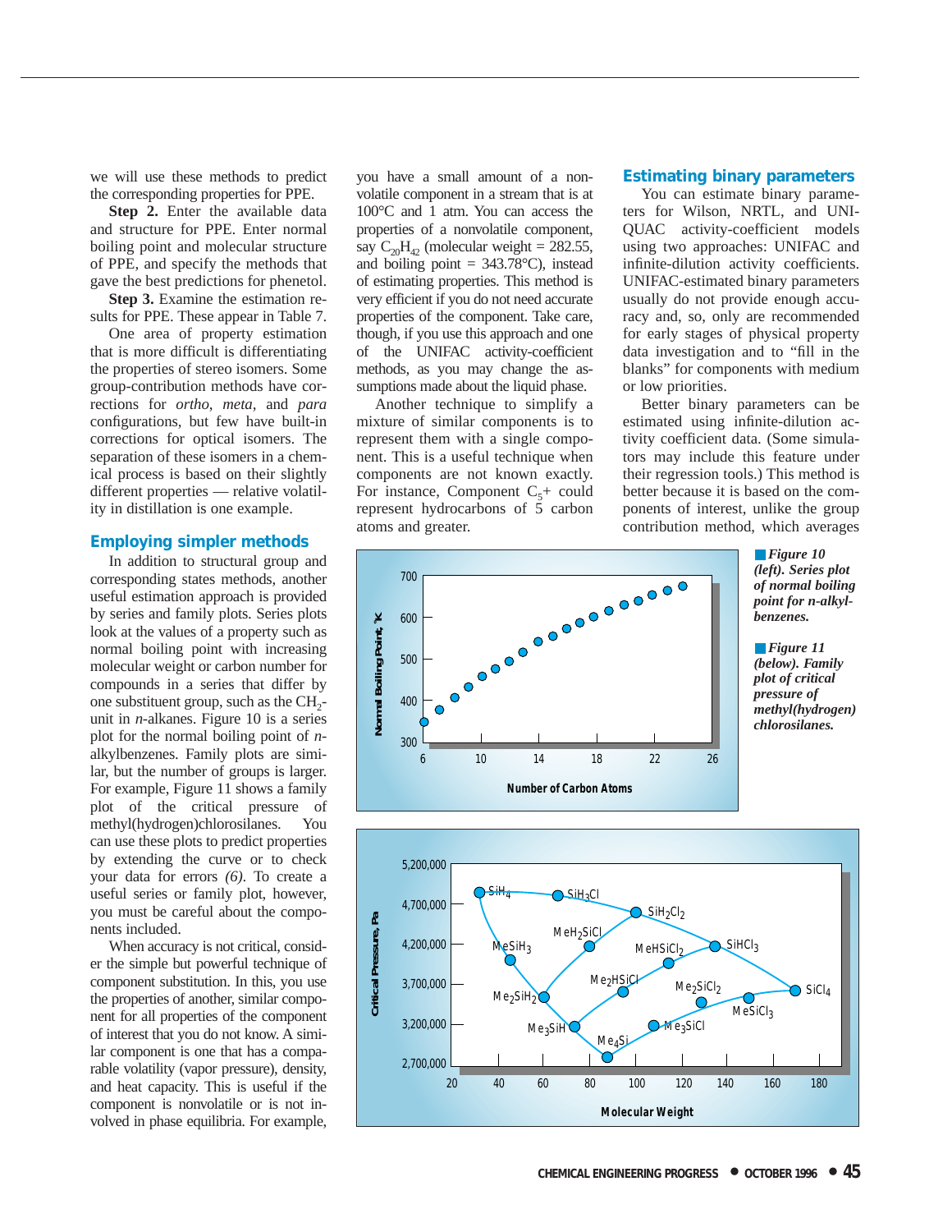we will use these methods to predict the corresponding properties for PPE.

**Step 2.** Enter the available data and structure for PPE. Enter normal boiling point and molecular structure of PPE, and specify the methods that gave the best predictions for phenetol.

**Step 3.** Examine the estimation results for PPE. These appear in Table 7.

One area of property estimation that is more difficult is differentiating the properties of stereo isomers. Some group-contribution methods have corrections for *ortho*, *meta*, and *para* configurations, but few have built-in corrections for optical isomers. The separation of these isomers in a chemical process is based on their slightly different properties — relative volatility in distillation is one example.

## Employing simpler methods

In addition to structural group and corresponding states methods, another useful estimation approach is provided by series and family plots. Series plots look at the values of a property such as normal boiling point with increasing molecular weight or carbon number for compounds in a series that differ by one substituent group, such as the $CH_2$-unit in *n*-alkanes. Figure 10 is a series plot for the normal boiling point of *n*-alkylbenzenes. Family plots are similar, but the number of groups is larger. For example, Figure 11 shows a family plot of the critical pressure of methyl(hydrogen)chlorosilanes. You can use these plots to predict properties by extending the curve or to check your data for errors *(6)*. To create a useful series or family plot, however, you must be careful about the components included.

When accuracy is not critical, consider the simple but powerful technique of component substitution. In this, you use the properties of another, similar component for all properties of the component of interest that you do not know. A similar component is one that has a comparable volatility (vapor pressure), density, and heat capacity. This is useful if the component is nonvolatile or is not involved in phase equilibria. For example, you have a small amount of a nonvolatile component in a stream that is at 100°C and 1 atm. You can access the properties of a nonvolatile component, say $C_{20}H_{42}$ (molecular weight = 282.55, and boiling point = 343.78°C), instead of estimating properties. This method is very efficient if you do not need accurate properties of the component. Take care, though, if you use this approach and one of the UNIFAC activity-coefficient methods, as you may change the assumptions made about the liquid phase.

Another technique to simplify a mixture of similar components is to represent them with a single component. This is a useful technique when components are not known exactly. For instance, Component $C_5$+ could represent hydrocarbons of 5 carbon atoms and greater.

## Estimating binary parameters

You can estimate binary parameters for Wilson, NRTL, and UNIQUAC activity-coefficient models using two approaches: UNIFAC and infinite-dilution activity coefficients. UNIFAC-estimated binary parameters usually do not provide enough accuracy and, so, only are recommended for early stages of physical property data investigation and to "fill in the blanks" for components with medium or low priorities.

Better binary parameters can be estimated using infinite-dilution activity coefficient data. (Some simulators may include this feature under their regression tools.) This method is better because it is based on the components of interest, unlike the group contribution method, which averages

**Figure 10** *(left). Series plot of normal boiling point for n-alkylbenzenes.*

**Figure 11** *(below). Family plot of critical pressure of methyl(hydrogen) chlorosilanes.*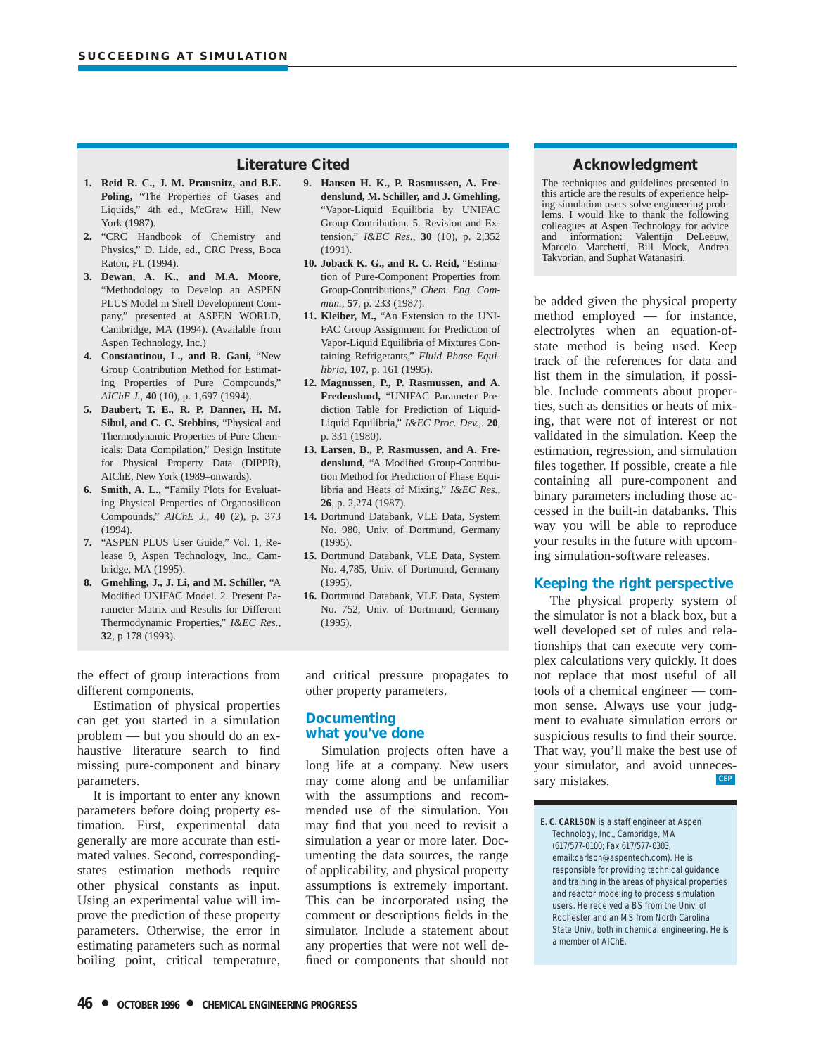## Literature Cited

1. **Reid R. C., J. M. Prausnitz, and B.E. Poling,** "The Properties of Gases and Liquids," 4th ed., McGraw Hill, New York (1987).
2. "CRC Handbook of Chemistry and Physics," D. Lide, ed., CRC Press, Boca Raton, FL (1994).
3. **Dewan, A. K., and M.A. Moore,** "Methodology to Develop an ASPEN PLUS Model in Shell Development Company," presented at ASPEN WORLD, Cambridge, MA (1994). (Available from Aspen Technology, Inc.)
4. **Constantinou, L., and R. Gani,** "New Group Contribution Method for Estimating Properties of Pure Compounds," *AIChE J.*, **40** (10), p. 1,697 (1994).
5. **Daubert, T. E., R. P. Danner, H. M. Sibul, and C. C. Stebbins,** "Physical and Thermodynamic Properties of Pure Chemicals: Data Compilation," Design Institute for Physical Property Data (DIPPR), AIChE, New York (1989–onwards).
6. **Smith, A. L.,** "Family Plots for Evaluating Physical Properties of Organosilicon Compounds," *AIChE J.*, **40** (2), p. 373 (1994).
7. "ASPEN PLUS User Guide," Vol. 1, Release 9, Aspen Technology, Inc., Cambridge, MA (1995).
8. **Gmehling, J., J. Li, and M. Schiller,** "A Modified UNIFAC Model. 2. Present Parameter Matrix and Results for Different Thermodynamic Properties," *I&EC Res.*, **32**, p 178 (1993).
9. **Hansen H. K., P. Rasmussen, A. Fredenslund, M. Schiller, and J. Gmehling,** "Vapor-Liquid Equilibria by UNIFAC Group Contribution. 5. Revision and Extension," *I&EC Res.*, **30** (10), p. 2,352 (1991).
10. **Joback K. G., and R. C. Reid,** "Estimation of Pure-Component Properties from Group-Contributions," *Chem. Eng. Commun.*, **57**, p. 233 (1987).
11. **Kleiber, M.,** "An Extension to the UNIFAC Group Assignment for Prediction of Vapor-Liquid Equilibria of Mixtures Containing Refrigerants," *Fluid Phase Equilibria*, **107**, p. 161 (1995).
12. **Magnussen, P., P. Rasmussen, and A. Fredenslund,** "UNIFAC Parameter Prediction Table for Prediction of Liquid-Liquid Equilibria," *I&EC Proc. Dev.*,, **20**, p. 331 (1980).
13. **Larsen, B., P. Rasmussen, and A. Fredenslund,** "A Modified Group-Contribution Method for Prediction of Phase Equilibria and Heats of Mixing," *I&EC Res.*, **26**, p. 2,274 (1987).
14. Dortmund Databank, VLE Data, System No. 980, Univ. of Dortmund, Germany (1995).
15. Dortmund Databank, VLE Data, System No. 4,785, Univ. of Dortmund, Germany (1995).
16. Dortmund Databank, VLE Data, System No. 752, Univ. of Dortmund, Germany (1995).

the effect of group interactions from different components.

Estimation of physical properties can get you started in a simulation problem — but you should do an exhaustive literature search to find missing pure-component and binary parameters.

It is important to enter any known parameters before doing property estimation. First, experimental data generally are more accurate than estimated values. Second, corresponding-states estimation methods require other physical constants as input. Using an experimental value will improve the prediction of these property parameters. Otherwise, the error in estimating parameters such as normal boiling point, critical temperature, and critical pressure propagates to other property parameters.

### Documenting what you've done

Simulation projects often have a long life at a company. New users may come along and be unfamiliar with the assumptions and recommended use of the simulation. You may find that you need to revisit a simulation a year or more later. Documenting the data sources, the range of applicability, and physical property assumptions is extremely important. This can be incorporated using the comment or descriptions fields in the simulator. Include a statement about any properties that were not well defined or components that should not be added given the physical property method employed — for instance, electrolytes when an equation-of-state method is being used. Keep track of the references for data and list them in the simulation, if possible. Include comments about properties, such as densities or heats of mixing, that were not of interest or not validated in the simulation. Keep the estimation, regression, and simulation files together. If possible, create a file containing all pure-component and binary parameters including those accessed in the built-in databanks. This way you will be able to reproduce your results in the future with upcoming simulation-software releases.

### Keeping the right perspective

The physical property system of the simulator is not a black box, but a well developed set of rules and relationships that can execute very complex calculations very quickly. It does not replace that most useful of all tools of a chemical engineer — common sense. Always use your judgment to evaluate simulation errors or suspicious results to find their source. That way, you'll make the best use of your simulator, and avoid unnecessary mistakes. CEP

## Acknowledgment

The techniques and guidelines presented in this article are the results of experience helping simulation users solve engineering problems. I would like to thank the following colleagues at Aspen Technology for advice and information: Valentijn DeLeeuw, Marcelo Marchetti, Bill Mock, Andrea Takvorian, and Suphat Watanasiri.

**E. C. CARLSON** is a staff engineer at Aspen Technology, Inc., Cambridge, MA (617/577-0100; Fax 617/577-0303; email:carlson@aspentech.com). He is responsible for providing technical guidance and training in the areas of physical properties and reactor modeling to process simulation users. He received a BS from the Univ. of Rochester and an MS from North Carolina State Univ., both in chemical engineering. He is a member of AIChE.